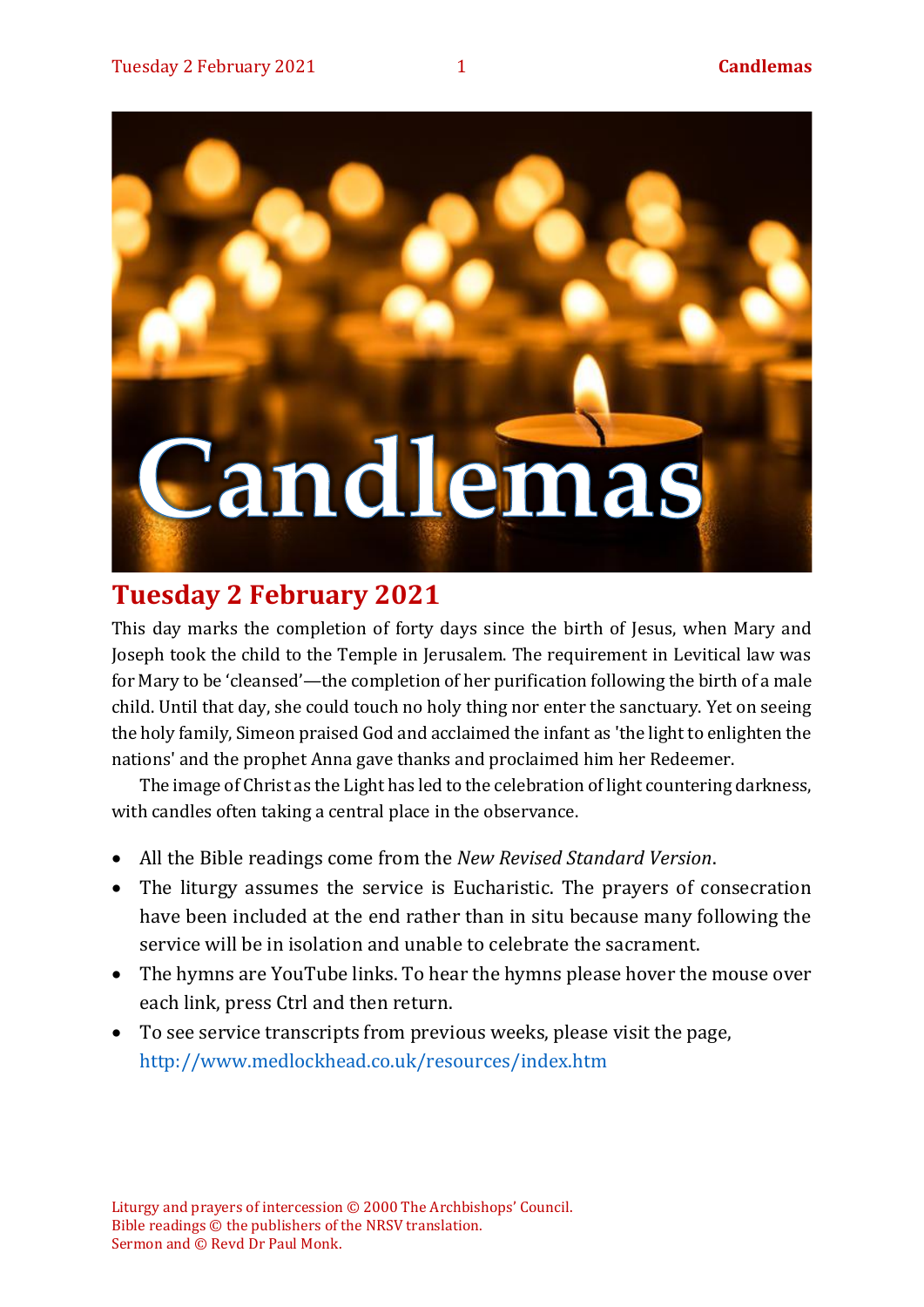# Candlemas

## Tuesday 2 February 2021

This day marks the completion of forty days since the birth of Jesus, when Mary and Joseph took the child to the Temple in Jerusalem. The requirement in Levitical law was for Mary to be 'cleansed'—the completion of her purification following the birth of a male child. Until that day, she could touch no holy thing nor enter the sanctuary. Yet on seeing the holy family, Simeon praised God and acclaimed the infant as 'the light to enlighten the nations' and the prophet Anna gave thanks and proclaimed him her Redeemer.

The image of Christ as the Light has led to the celebration of light countering darkness, with candles often taking a central place in the observance.

- All the Bible readings come from the *New Revised Standard Version*.
- The liturgy assumes the service is Eucharistic. The prayers of consecration have been included at the end rather than in situ because many following the service will be in isolation and unable to celebrate the sacrament.
- The hymns are YouTube links. To hear the hymns please hover the mouse over each link, press Ctrl and then return.
- To see service transcripts from previous weeks, please visit the page, http://www.medlockhead.co.uk/resources/index.htm

Liturgy and prayers of intercession © 2000 The Archbishops' Council.
Bible readings © the publishers of the NRSV translation.
Sermon and © Revd Dr Paul Monk.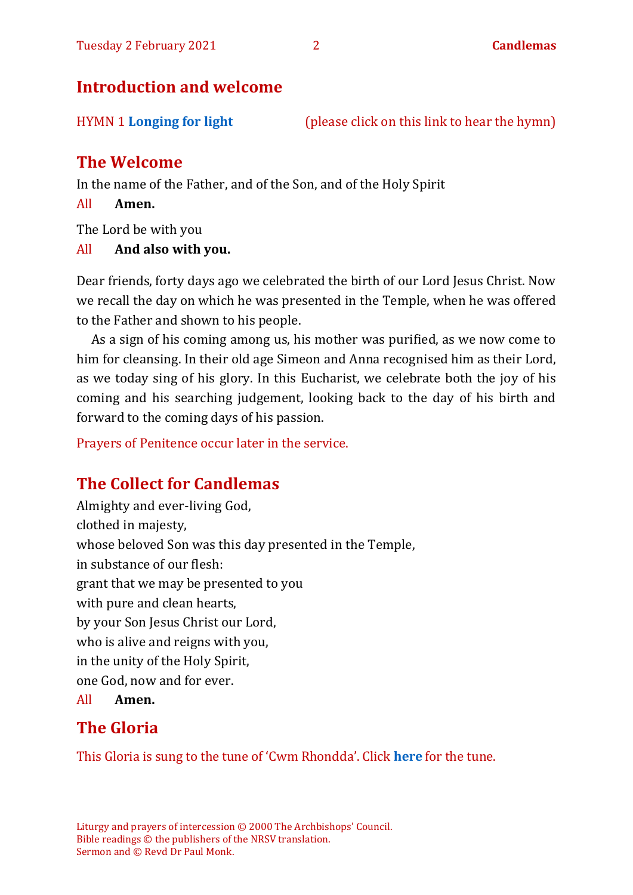## Introduction and welcome

HYMN 1 **Longing for light** (please click on this link to hear the hymn)

## The Welcome

In the name of the Father, and of the Son, and of the Holy Spirit

All **Amen.**

The Lord be with you

All **And also with you.**

Dear friends, forty days ago we celebrated the birth of our Lord Jesus Christ. Now we recall the day on which he was presented in the Temple, when he was offered to the Father and shown to his people.

As a sign of his coming among us, his mother was purified, as we now come to him for cleansing. In their old age Simeon and Anna recognised him as their Lord, as we today sing of his glory. In this Eucharist, we celebrate both the joy of his coming and his searching judgement, looking back to the day of his birth and forward to the coming days of his passion.

Prayers of Penitence occur later in the service.

## The Collect for Candlemas

Almighty and ever-living God,
clothed in majesty,
whose beloved Son was this day presented in the Temple,
in substance of our flesh:
grant that we may be presented to you
with pure and clean hearts,
by your Son Jesus Christ our Lord,
who is alive and reigns with you,
in the unity of the Holy Spirit,
one God, now and for ever.

All **Amen.**

## The Gloria

This Gloria is sung to the tune of 'Cwm Rhondda'. Click **here** for the tune.

Liturgy and prayers of intercession © 2000 The Archbishops' Council.
Bible readings © the publishers of the NRSV translation.
Sermon and © Revd Dr Paul Monk.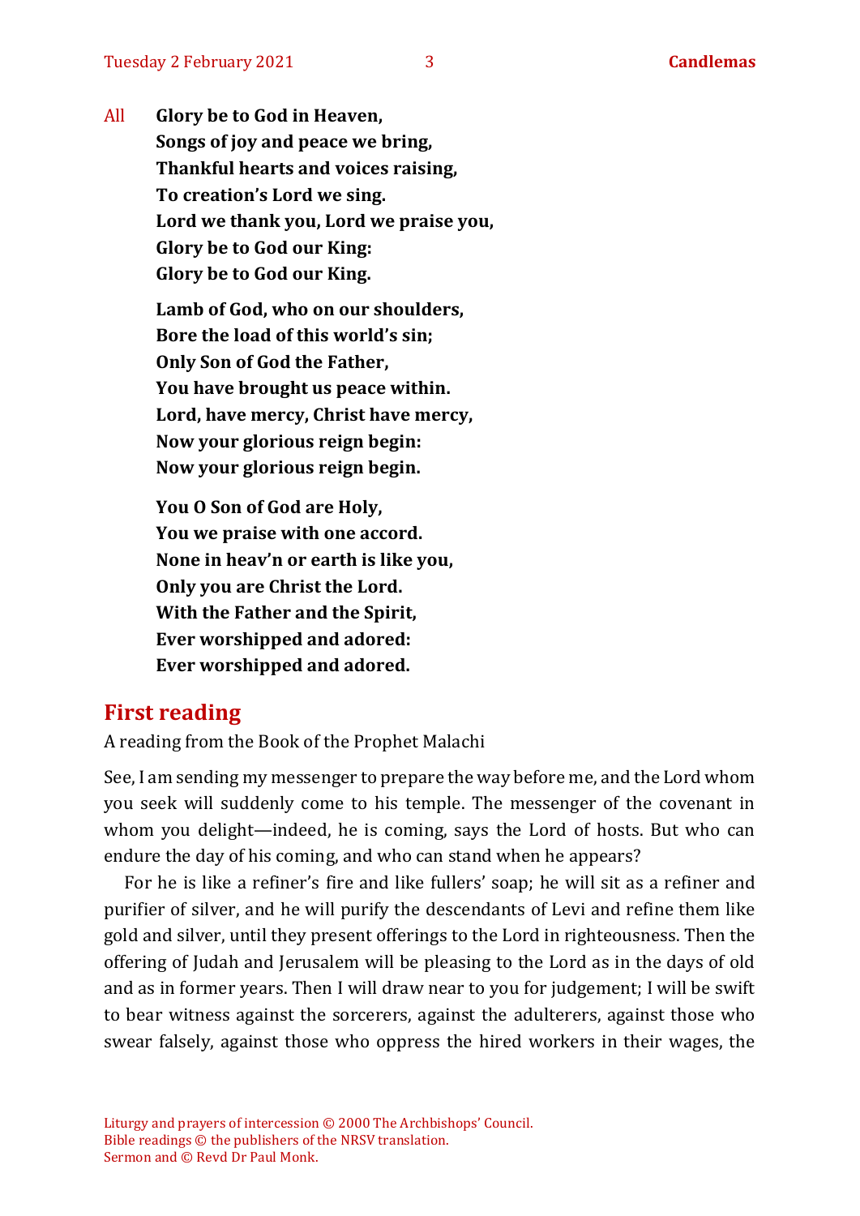All **Glory be to God in Heaven,**
**Songs of joy and peace we bring,**
**Thankful hearts and voices raising,**
**To creation's Lord we sing.**
**Lord we thank you, Lord we praise you,**
**Glory be to God our King:**
**Glory be to God our King.**

**Lamb of God, who on our shoulders,**
**Bore the load of this world's sin;**
**Only Son of God the Father,**
**You have brought us peace within.**
**Lord, have mercy, Christ have mercy,**
**Now your glorious reign begin:**
**Now your glorious reign begin.**

**You O Son of God are Holy,**
**You we praise with one accord.**
**None in heav'n or earth is like you,**
**Only you are Christ the Lord.**
**With the Father and the Spirit,**
**Ever worshipped and adored:**
**Ever worshipped and adored.**

## First reading

A reading from the Book of the Prophet Malachi

See, I am sending my messenger to prepare the way before me, and the Lord whom you seek will suddenly come to his temple. The messenger of the covenant in whom you delight—indeed, he is coming, says the Lord of hosts. But who can endure the day of his coming, and who can stand when he appears?

For he is like a refiner's fire and like fullers' soap; he will sit as a refiner and purifier of silver, and he will purify the descendants of Levi and refine them like gold and silver, until they present offerings to the Lord in righteousness. Then the offering of Judah and Jerusalem will be pleasing to the Lord as in the days of old and as in former years. Then I will draw near to you for judgement; I will be swift to bear witness against the sorcerers, against the adulterers, against those who swear falsely, against those who oppress the hired workers in their wages, the

Liturgy and prayers of intercession © 2000 The Archbishops' Council.
Bible readings © the publishers of the NRSV translation.
Sermon and © Revd Dr Paul Monk.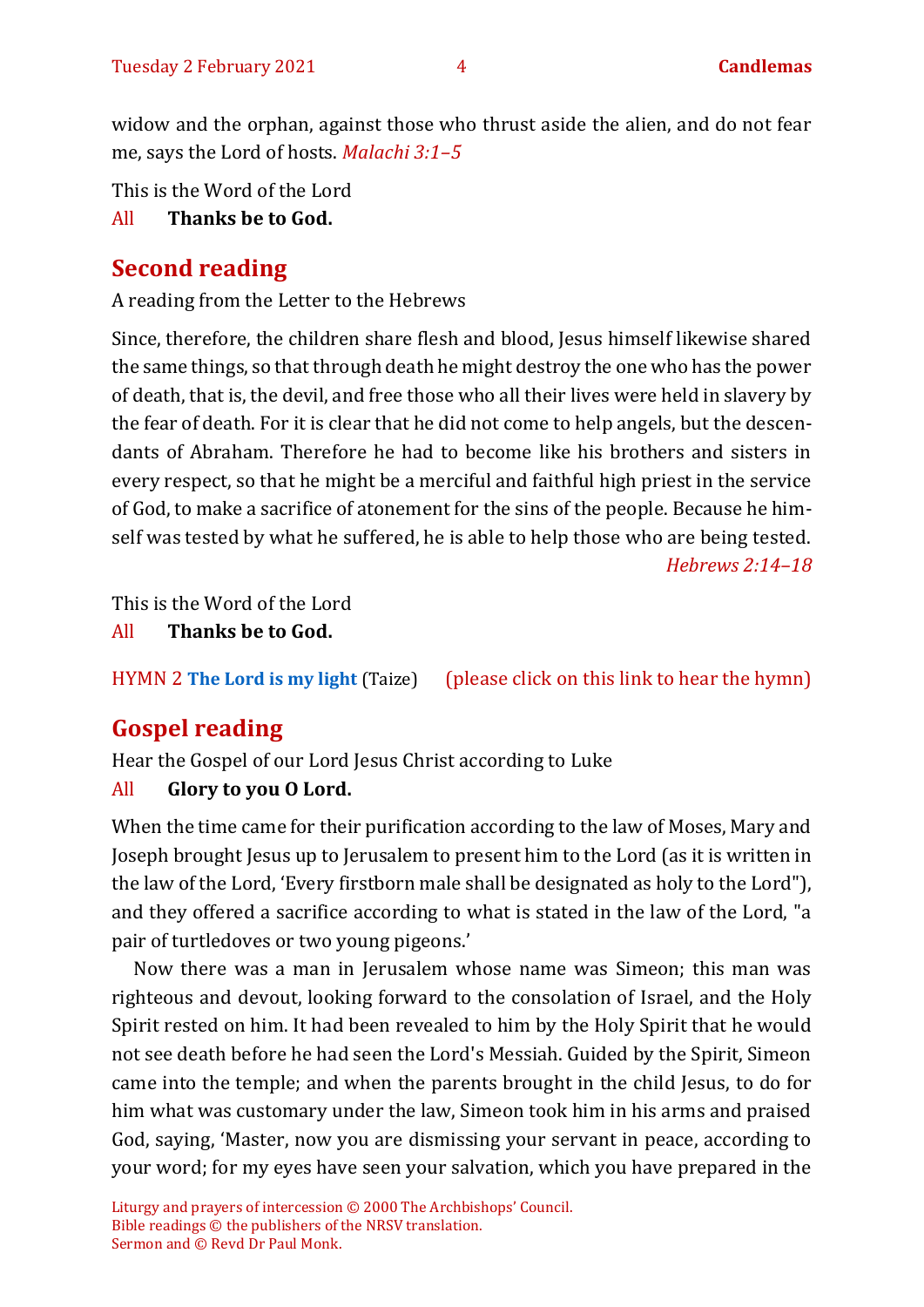widow and the orphan, against those who thrust aside the alien, and do not fear me, says the Lord of hosts. *Malachi 3:1–5*

This is the Word of the Lord
All **Thanks be to God.**

## Second reading

A reading from the Letter to the Hebrews

Since, therefore, the children share flesh and blood, Jesus himself likewise shared the same things, so that through death he might destroy the one who has the power of death, that is, the devil, and free those who all their lives were held in slavery by the fear of death. For it is clear that he did not come to help angels, but the descendants of Abraham. Therefore he had to become like his brothers and sisters in every respect, so that he might be a merciful and faithful high priest in the service of God, to make a sacrifice of atonement for the sins of the people. Because he himself was tested by what he suffered, he is able to help those who are being tested.
*Hebrews 2:14–18*

This is the Word of the Lord
All **Thanks be to God.**

HYMN 2 **The Lord is my light** (Taize) (please click on this link to hear the hymn)

## Gospel reading

Hear the Gospel of our Lord Jesus Christ according to Luke
All **Glory to you O Lord.**

When the time came for their purification according to the law of Moses, Mary and Joseph brought Jesus up to Jerusalem to present him to the Lord (as it is written in the law of the Lord, 'Every firstborn male shall be designated as holy to the Lord"), and they offered a sacrifice according to what is stated in the law of the Lord, "a pair of turtledoves or two young pigeons.'

Now there was a man in Jerusalem whose name was Simeon; this man was righteous and devout, looking forward to the consolation of Israel, and the Holy Spirit rested on him. It had been revealed to him by the Holy Spirit that he would not see death before he had seen the Lord's Messiah. Guided by the Spirit, Simeon came into the temple; and when the parents brought in the child Jesus, to do for him what was customary under the law, Simeon took him in his arms and praised God, saying, 'Master, now you are dismissing your servant in peace, according to your word; for my eyes have seen your salvation, which you have prepared in the

Liturgy and prayers of intercession © 2000 The Archbishops' Council.
Bible readings © the publishers of the NRSV translation.
Sermon and © Revd Dr Paul Monk.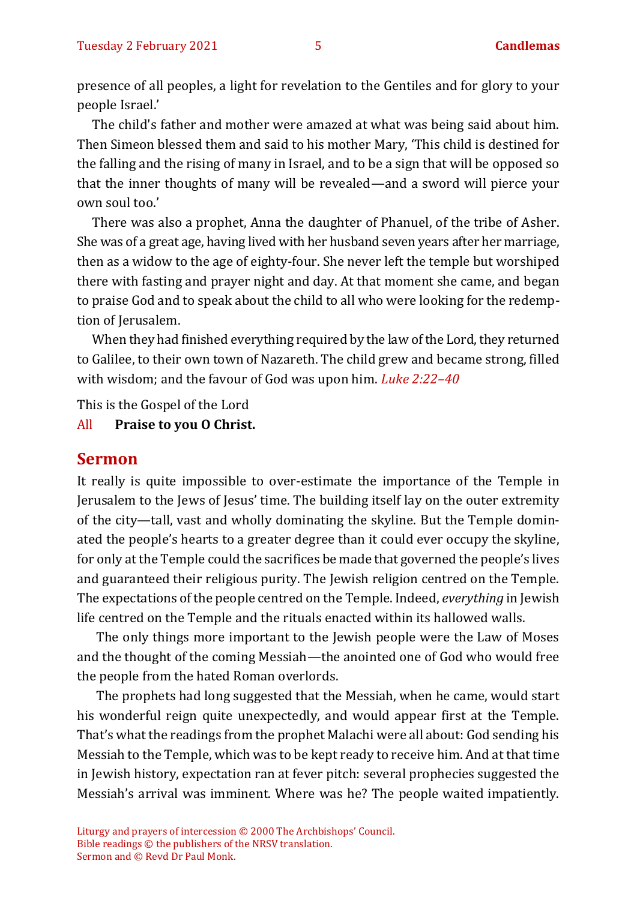presence of all peoples, a light for revelation to the Gentiles and for glory to your people Israel.'

The child's father and mother were amazed at what was being said about him. Then Simeon blessed them and said to his mother Mary, 'This child is destined for the falling and the rising of many in Israel, and to be a sign that will be opposed so that the inner thoughts of many will be revealed—and a sword will pierce your own soul too.'

There was also a prophet, Anna the daughter of Phanuel, of the tribe of Asher. She was of a great age, having lived with her husband seven years after her marriage, then as a widow to the age of eighty-four. She never left the temple but worshiped there with fasting and prayer night and day. At that moment she came, and began to praise God and to speak about the child to all who were looking for the redemption of Jerusalem.

When they had finished everything required by the law of the Lord, they returned to Galilee, to their own town of Nazareth. The child grew and became strong, filled with wisdom; and the favour of God was upon him. *Luke 2:22–40*

This is the Gospel of the Lord

All **Praise to you O Christ.**

## Sermon

It really is quite impossible to over-estimate the importance of the Temple in Jerusalem to the Jews of Jesus' time. The building itself lay on the outer extremity of the city—tall, vast and wholly dominating the skyline. But the Temple dominated the people's hearts to a greater degree than it could ever occupy the skyline, for only at the Temple could the sacrifices be made that governed the people's lives and guaranteed their religious purity. The Jewish religion centred on the Temple. The expectations of the people centred on the Temple. Indeed, *everything* in Jewish life centred on the Temple and the rituals enacted within its hallowed walls.

The only things more important to the Jewish people were the Law of Moses and the thought of the coming Messiah—the anointed one of God who would free the people from the hated Roman overlords.

The prophets had long suggested that the Messiah, when he came, would start his wonderful reign quite unexpectedly, and would appear first at the Temple. That's what the readings from the prophet Malachi were all about: God sending his Messiah to the Temple, which was to be kept ready to receive him. And at that time in Jewish history, expectation ran at fever pitch: several prophecies suggested the Messiah's arrival was imminent. Where was he? The people waited impatiently.

Liturgy and prayers of intercession © 2000 The Archbishops' Council.
Bible readings © the publishers of the NRSV translation.
Sermon and © Revd Dr Paul Monk.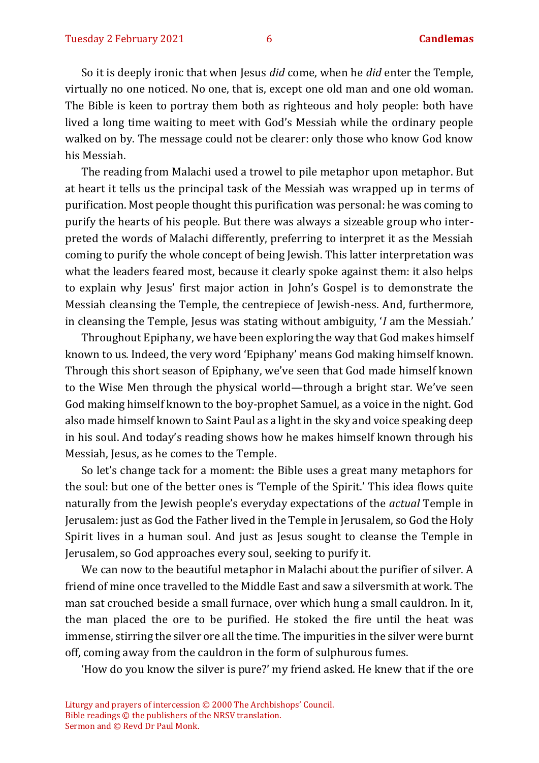So it is deeply ironic that when Jesus *did* come, when he *did* enter the Temple, virtually no one noticed. No one, that is, except one old man and one old woman. The Bible is keen to portray them both as righteous and holy people: both have lived a long time waiting to meet with God's Messiah while the ordinary people walked on by. The message could not be clearer: only those who know God know his Messiah.

The reading from Malachi used a trowel to pile metaphor upon metaphor. But at heart it tells us the principal task of the Messiah was wrapped up in terms of purification. Most people thought this purification was personal: he was coming to purify the hearts of his people. But there was always a sizeable group who interpreted the words of Malachi differently, preferring to interpret it as the Messiah coming to purify the whole concept of being Jewish. This latter interpretation was what the leaders feared most, because it clearly spoke against them: it also helps to explain why Jesus' first major action in John's Gospel is to demonstrate the Messiah cleansing the Temple, the centrepiece of Jewish-ness. And, furthermore, in cleansing the Temple, Jesus was stating without ambiguity, '*I* am the Messiah.'

Throughout Epiphany, we have been exploring the way that God makes himself known to us. Indeed, the very word 'Epiphany' means God making himself known. Through this short season of Epiphany, we've seen that God made himself known to the Wise Men through the physical world—through a bright star. We've seen God making himself known to the boy-prophet Samuel, as a voice in the night. God also made himself known to Saint Paul as a light in the sky and voice speaking deep in his soul. And today's reading shows how he makes himself known through his Messiah, Jesus, as he comes to the Temple.

So let's change tack for a moment: the Bible uses a great many metaphors for the soul: but one of the better ones is 'Temple of the Spirit.' This idea flows quite naturally from the Jewish people's everyday expectations of the *actual* Temple in Jerusalem: just as God the Father lived in the Temple in Jerusalem, so God the Holy Spirit lives in a human soul. And just as Jesus sought to cleanse the Temple in Jerusalem, so God approaches every soul, seeking to purify it.

We can now to the beautiful metaphor in Malachi about the purifier of silver. A friend of mine once travelled to the Middle East and saw a silversmith at work. The man sat crouched beside a small furnace, over which hung a small cauldron. In it, the man placed the ore to be purified. He stoked the fire until the heat was immense, stirring the silver ore all the time. The impurities in the silver were burnt off, coming away from the cauldron in the form of sulphurous fumes.

'How do you know the silver is pure?' my friend asked. He knew that if the ore

Liturgy and prayers of intercession © 2000 The Archbishops' Council.
Bible readings © the publishers of the NRSV translation.
Sermon and © Revd Dr Paul Monk.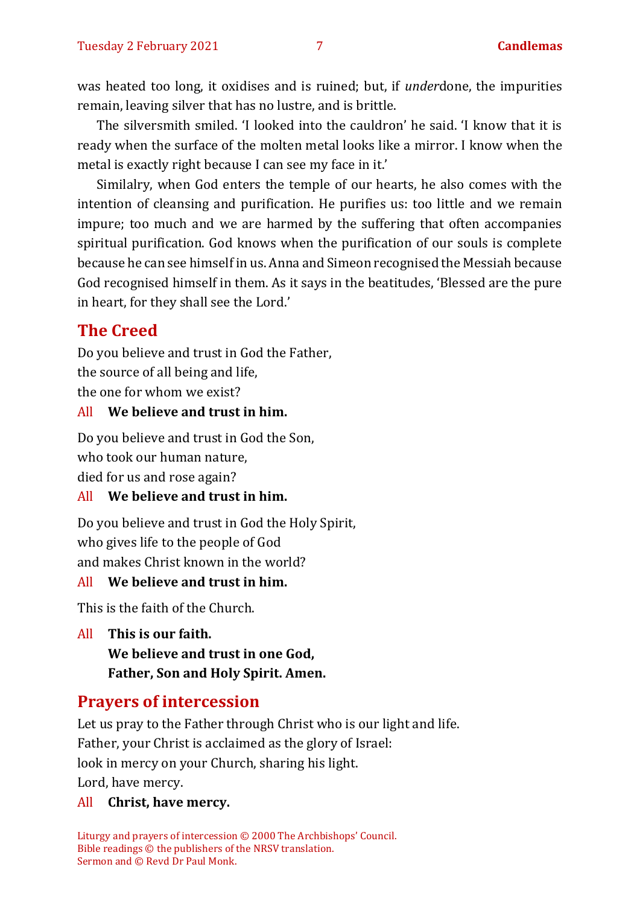was heated too long, it oxidises and is ruined; but, if *under*done, the impurities remain, leaving silver that has no lustre, and is brittle.

The silversmith smiled. 'I looked into the cauldron' he said. 'I know that it is ready when the surface of the molten metal looks like a mirror. I know when the metal is exactly right because I can see my face in it.'

Similalry, when God enters the temple of our hearts, he also comes with the intention of cleansing and purification. He purifies us: too little and we remain impure; too much and we are harmed by the suffering that often accompanies spiritual purification. God knows when the purification of our souls is complete because he can see himself in us. Anna and Simeon recognised the Messiah because God recognised himself in them. As it says in the beatitudes, 'Blessed are the pure in heart, for they shall see the Lord.'

## The Creed

Do you believe and trust in God the Father,
the source of all being and life,
the one for whom we exist?

All **We believe and trust in him.**

Do you believe and trust in God the Son,
who took our human nature,
died for us and rose again?

All **We believe and trust in him.**

Do you believe and trust in God the Holy Spirit,
who gives life to the people of God
and makes Christ known in the world?

All **We believe and trust in him.**

This is the faith of the Church.

All **This is our faith.**
**We believe and trust in one God,**
**Father, Son and Holy Spirit. Amen.**

## Prayers of intercession

Let us pray to the Father through Christ who is our light and life.
Father, your Christ is acclaimed as the glory of Israel:
look in mercy on your Church, sharing his light.
Lord, have mercy.

All **Christ, have mercy.**

Liturgy and prayers of intercession © 2000 The Archbishops' Council.
Bible readings © the publishers of the NRSV translation.
Sermon and © Revd Dr Paul Monk.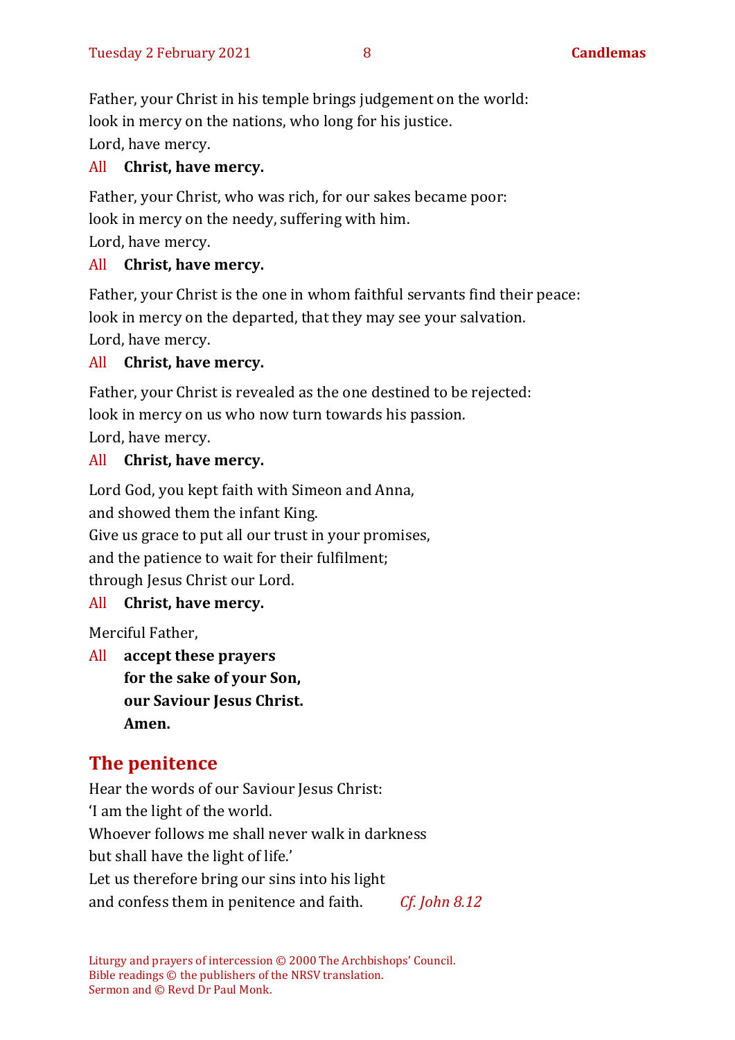Father, your Christ in his temple brings judgement on the world:
look in mercy on the nations, who long for his justice.
Lord, have mercy.

All **Christ, have mercy.**

Father, your Christ, who was rich, for our sakes became poor:
look in mercy on the needy, suffering with him.
Lord, have mercy.

All **Christ, have mercy.**

Father, your Christ is the one in whom faithful servants find their peace:
look in mercy on the departed, that they may see your salvation.
Lord, have mercy.

All **Christ, have mercy.**

Father, your Christ is revealed as the one destined to be rejected:
look in mercy on us who now turn towards his passion.
Lord, have mercy.

All **Christ, have mercy.**

Lord God, you kept faith with Simeon and Anna,
and showed them the infant King.
Give us grace to put all our trust in your promises,
and the patience to wait for their fulfilment;
through Jesus Christ our Lord.

All **Christ, have mercy.**

Merciful Father,

All **accept these prayers**
**for the sake of your Son,**
**our Saviour Jesus Christ.**
**Amen.**

## The penitence

Hear the words of our Saviour Jesus Christ:
'I am the light of the world.
Whoever follows me shall never walk in darkness
but shall have the light of life.'
Let us therefore bring our sins into his light
and confess them in penitence and faith. *Cf. John 8.12*

Liturgy and prayers of intercession © 2000 The Archbishops' Council.
Bible readings © the publishers of the NRSV translation.
Sermon and © Revd Dr Paul Monk.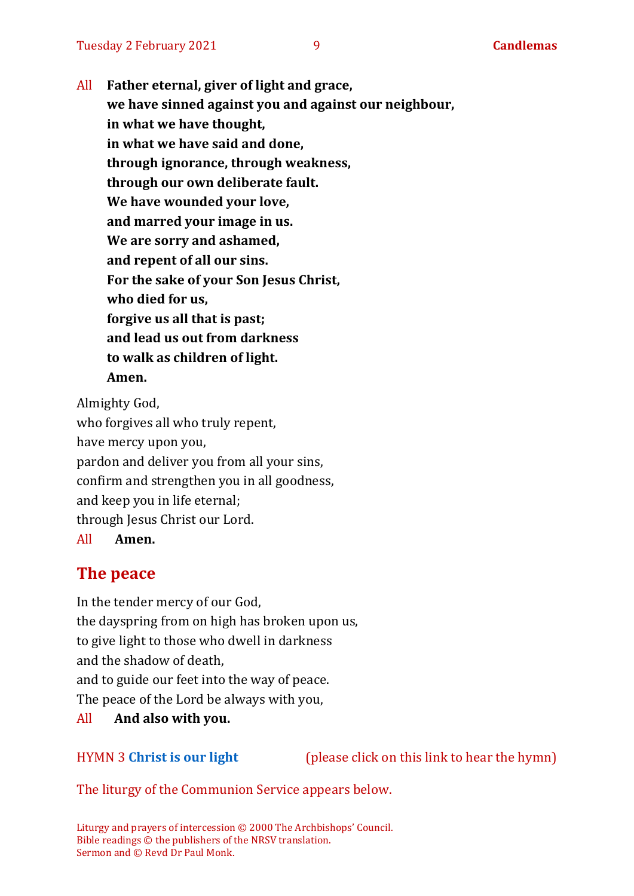All **Father eternal, giver of light and grace,**
**we have sinned against you and against our neighbour,**
**in what we have thought,**
**in what we have said and done,**
**through ignorance, through weakness,**
**through our own deliberate fault.**
**We have wounded your love,**
**and marred your image in us.**
**We are sorry and ashamed,**
**and repent of all our sins.**
**For the sake of your Son Jesus Christ,**
**who died for us,**
**forgive us all that is past;**
**and lead us out from darkness**
**to walk as children of light.**
**Amen.**

Almighty God,
who forgives all who truly repent,
have mercy upon you,
pardon and deliver you from all your sins,
confirm and strengthen you in all goodness,
and keep you in life eternal;
through Jesus Christ our Lord.
All **Amen.**

## The peace

In the tender mercy of our God,
the dayspring from on high has broken upon us,
to give light to those who dwell in darkness
and the shadow of death,
and to guide our feet into the way of peace.
The peace of the Lord be always with you,
All **And also with you.**

HYMN 3 **Christ is our light** (please click on this link to hear the hymn)

The liturgy of the Communion Service appears below.

Liturgy and prayers of intercession © 2000 The Archbishops' Council.
Bible readings © the publishers of the NRSV translation.
Sermon and © Revd Dr Paul Monk.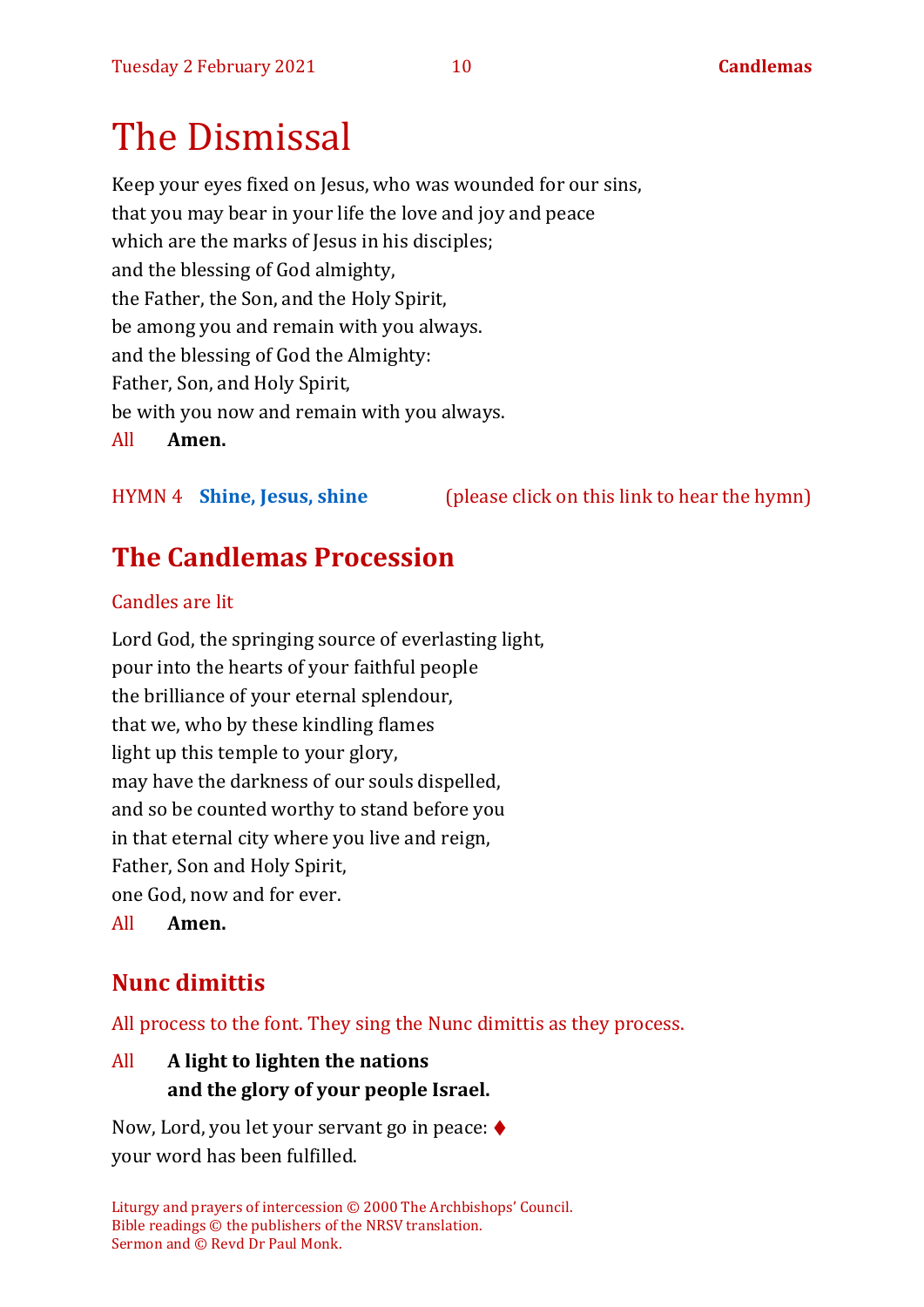# The Dismissal

Keep your eyes fixed on Jesus, who was wounded for our sins,
that you may bear in your life the love and joy and peace
which are the marks of Jesus in his disciples;
and the blessing of God almighty,
the Father, the Son, and the Holy Spirit,
be among you and remain with you always.
and the blessing of God the Almighty:
Father, Son, and Holy Spirit,
be with you now and remain with you always.

All **Amen.**

HYMN 4 **Shine, Jesus, shine** (please click on this link to hear the hymn)

## The Candlemas Procession

Candles are lit

Lord God, the springing source of everlasting light,
pour into the hearts of your faithful people
the brilliance of your eternal splendour,
that we, who by these kindling flames
light up this temple to your glory,
may have the darkness of our souls dispelled,
and so be counted worthy to stand before you
in that eternal city where you live and reign,
Father, Son and Holy Spirit,
one God, now and for ever.

All **Amen.**

## Nunc dimittis

All process to the font. They sing the Nunc dimittis as they process.

All **A light to lighten the nations**
**and the glory of your people Israel.**

Now, Lord, you let your servant go in peace: ♦
your word has been fulfilled.

Liturgy and prayers of intercession © 2000 The Archbishops' Council.
Bible readings © the publishers of the NRSV translation.
Sermon and © Revd Dr Paul Monk.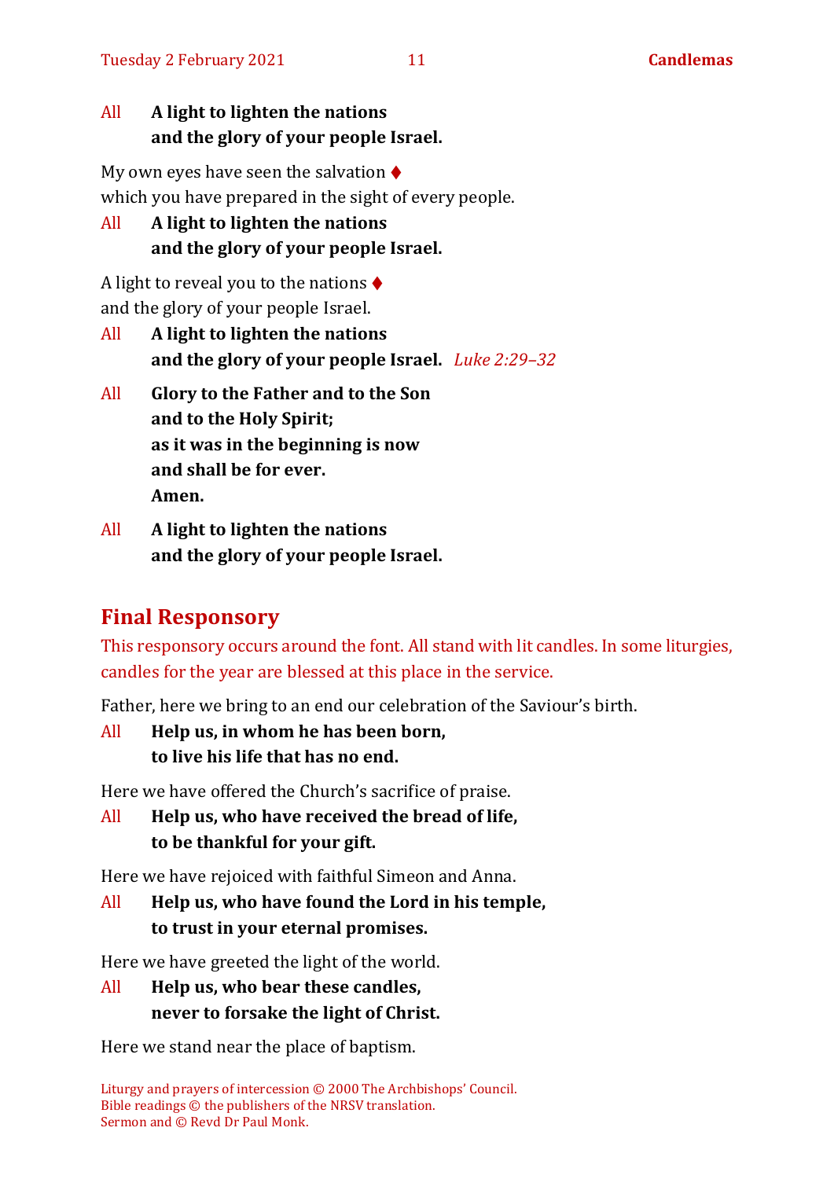All **A light to lighten the nations**
**and the glory of your people Israel.**

My own eyes have seen the salvation ♦
which you have prepared in the sight of every people.

All **A light to lighten the nations**
**and the glory of your people Israel.**

A light to reveal you to the nations ♦
and the glory of your people Israel.

All **A light to lighten the nations**
**and the glory of your people Israel.** *Luke 2:29–32*

All **Glory to the Father and to the Son**
**and to the Holy Spirit;**
**as it was in the beginning is now**
**and shall be for ever.**
**Amen.**

All **A light to lighten the nations**
**and the glory of your people Israel.**

## Final Responsory

This responsory occurs around the font. All stand with lit candles. In some liturgies, candles for the year are blessed at this place in the service.

Father, here we bring to an end our celebration of the Saviour's birth.

All **Help us, in whom he has been born,**
**to live his life that has no end.**

Here we have offered the Church's sacrifice of praise.

All **Help us, who have received the bread of life,**
**to be thankful for your gift.**

Here we have rejoiced with faithful Simeon and Anna.

All **Help us, who have found the Lord in his temple,**
**to trust in your eternal promises.**

Here we have greeted the light of the world.

All **Help us, who bear these candles,**
**never to forsake the light of Christ.**

Here we stand near the place of baptism.

Liturgy and prayers of intercession © 2000 The Archbishops' Council.
Bible readings © the publishers of the NRSV translation.
Sermon and © Revd Dr Paul Monk.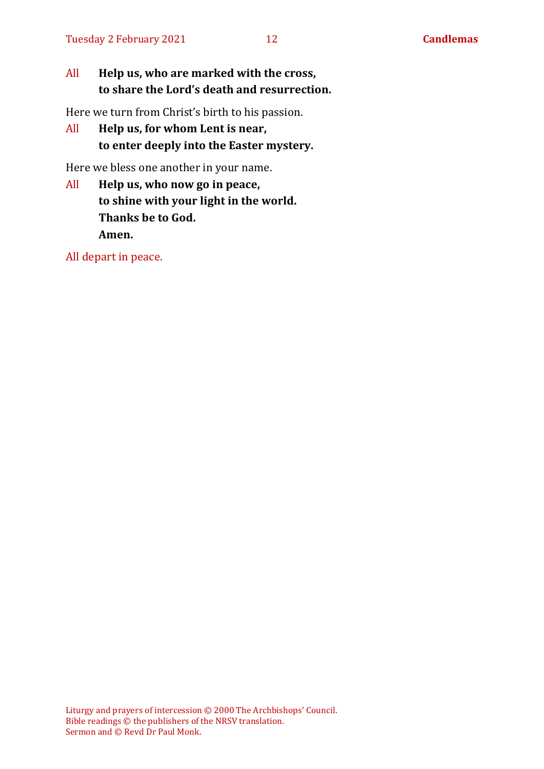All **Help us, who are marked with the cross,**
**to share the Lord's death and resurrection.**

Here we turn from Christ's birth to his passion.

All **Help us, for whom Lent is near,**
**to enter deeply into the Easter mystery.**

Here we bless one another in your name.

All **Help us, who now go in peace,**
**to shine with your light in the world.**
**Thanks be to God.**
**Amen.**

All depart in peace.

Liturgy and prayers of intercession © 2000 The Archbishops' Council.
Bible readings © the publishers of the NRSV translation.
Sermon and © Revd Dr Paul Monk.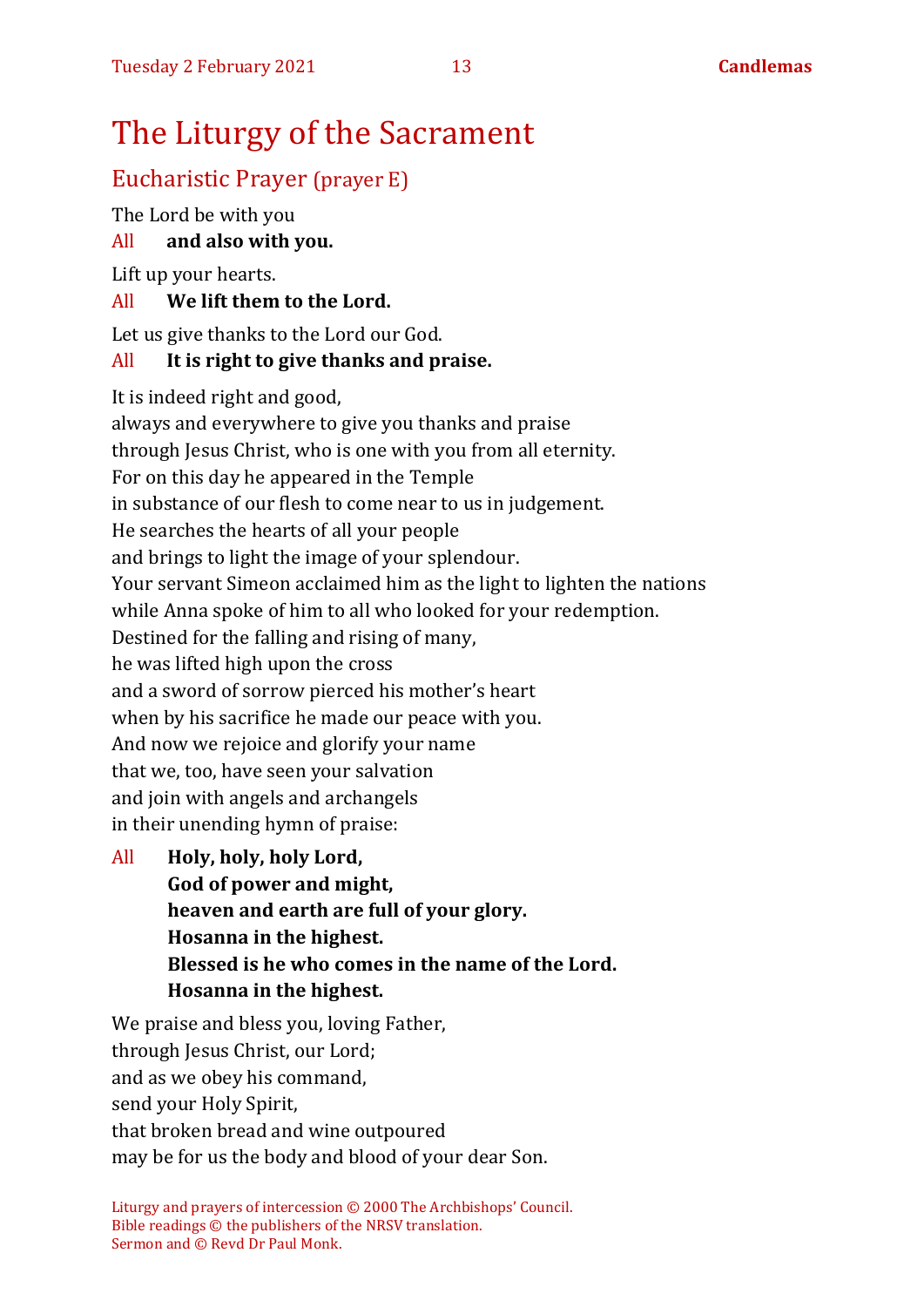# The Liturgy of the Sacrament

## Eucharistic Prayer (prayer E)

The Lord be with you

All **and also with you.**

Lift up your hearts.

All **We lift them to the Lord.**

Let us give thanks to the Lord our God.

All **It is right to give thanks and praise.**

It is indeed right and good,
always and everywhere to give you thanks and praise
through Jesus Christ, who is one with you from all eternity.
For on this day he appeared in the Temple
in substance of our flesh to come near to us in judgement.
He searches the hearts of all your people
and brings to light the image of your splendour.
Your servant Simeon acclaimed him as the light to lighten the nations
while Anna spoke of him to all who looked for your redemption.
Destined for the falling and rising of many,
he was lifted high upon the cross
and a sword of sorrow pierced his mother's heart
when by his sacrifice he made our peace with you.
And now we rejoice and glorify your name
that we, too, have seen your salvation
and join with angels and archangels
in their unending hymn of praise:

All **Holy, holy, holy Lord,**
**God of power and might,**
**heaven and earth are full of your glory.**
**Hosanna in the highest.**
**Blessed is he who comes in the name of the Lord.**
**Hosanna in the highest.**

We praise and bless you, loving Father,
through Jesus Christ, our Lord;
and as we obey his command,
send your Holy Spirit,
that broken bread and wine outpoured
may be for us the body and blood of your dear Son.

Liturgy and prayers of intercession © 2000 The Archbishops' Council.
Bible readings © the publishers of the NRSV translation.
Sermon and © Revd Dr Paul Monk.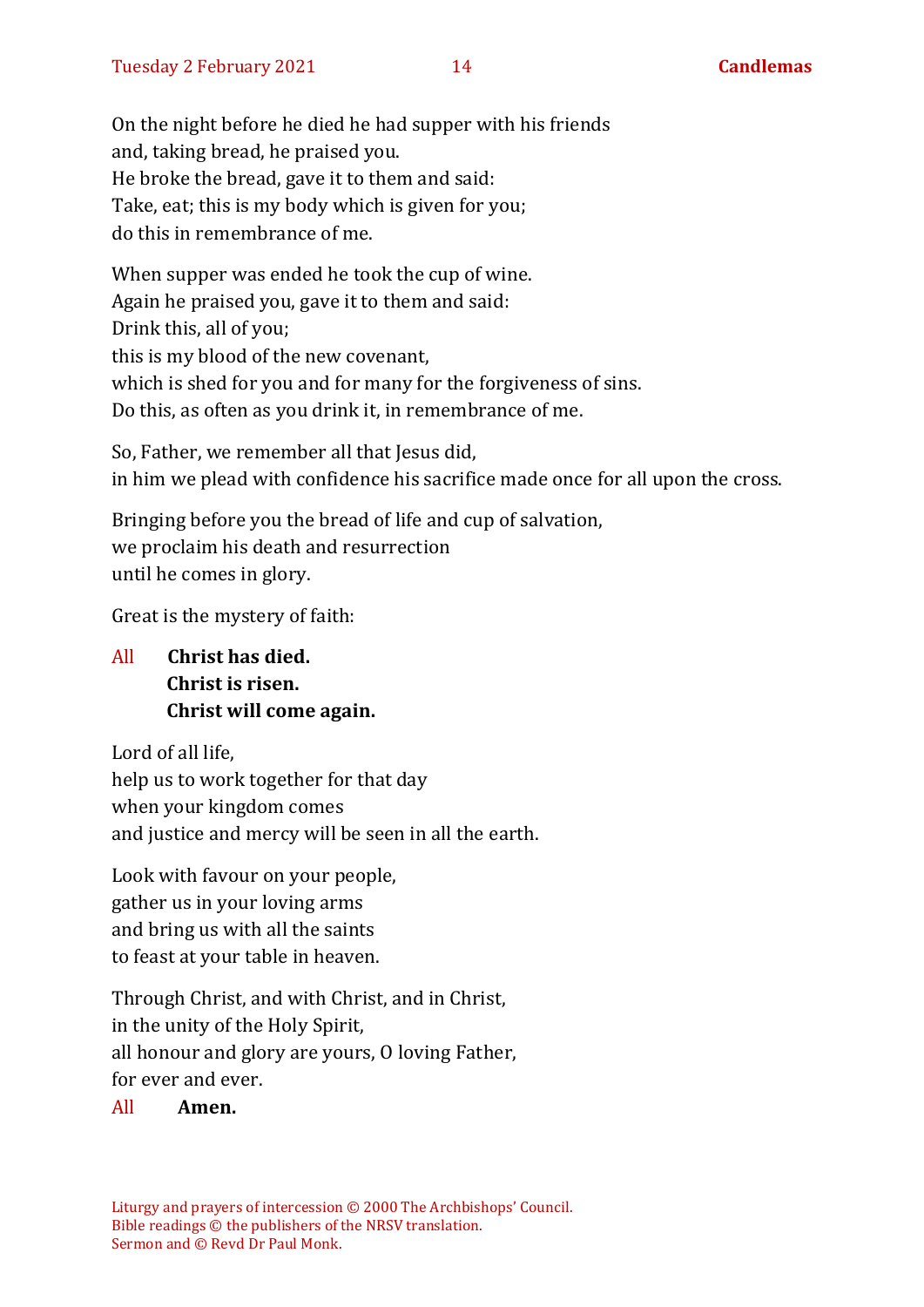On the night before he died he had supper with his friends
and, taking bread, he praised you.
He broke the bread, gave it to them and said:
Take, eat; this is my body which is given for you;
do this in remembrance of me.

When supper was ended he took the cup of wine.
Again he praised you, gave it to them and said:
Drink this, all of you;
this is my blood of the new covenant,
which is shed for you and for many for the forgiveness of sins.
Do this, as often as you drink it, in remembrance of me.

So, Father, we remember all that Jesus did,
in him we plead with confidence his sacrifice made once for all upon the cross.

Bringing before you the bread of life and cup of salvation,
we proclaim his death and resurrection
until he comes in glory.

Great is the mystery of faith:

All **Christ has died.**
**Christ is risen.**
**Christ will come again.**

Lord of all life,
help us to work together for that day
when your kingdom comes
and justice and mercy will be seen in all the earth.

Look with favour on your people,
gather us in your loving arms
and bring us with all the saints
to feast at your table in heaven.

Through Christ, and with Christ, and in Christ,
in the unity of the Holy Spirit,
all honour and glory are yours, O loving Father,
for ever and ever.

All **Amen.**

Liturgy and prayers of intercession © 2000 The Archbishops' Council.
Bible readings © the publishers of the NRSV translation.
Sermon and © Revd Dr Paul Monk.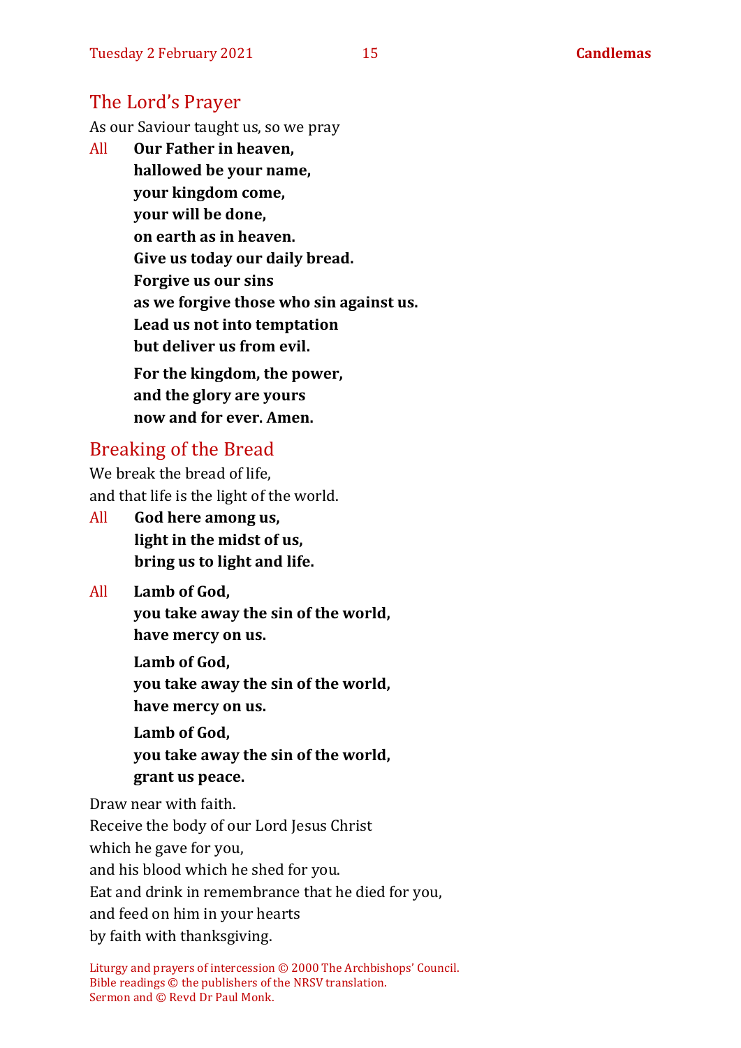## The Lord's Prayer

As our Saviour taught us, so we pray

All **Our Father in heaven,**
**hallowed be your name,**
**your kingdom come,**
**your will be done,**
**on earth as in heaven.**
**Give us today our daily bread.**
**Forgive us our sins**
**as we forgive those who sin against us.**
**Lead us not into temptation**
**but deliver us from evil.**

**For the kingdom, the power,**
**and the glory are yours**
**now and for ever. Amen.**

## Breaking of the Bread

We break the bread of life,
and that life is the light of the world.

All **God here among us,**
**light in the midst of us,**
**bring us to light and life.**

All **Lamb of God,**
**you take away the sin of the world,**
**have mercy on us.**

**Lamb of God,**
**you take away the sin of the world,**
**have mercy on us.**

**Lamb of God,**
**you take away the sin of the world,**
**grant us peace.**

Draw near with faith.
Receive the body of our Lord Jesus Christ
which he gave for you,
and his blood which he shed for you.
Eat and drink in remembrance that he died for you,
and feed on him in your hearts
by faith with thanksgiving.

Liturgy and prayers of intercession © 2000 The Archbishops' Council.
Bible readings © the publishers of the NRSV translation.
Sermon and © Revd Dr Paul Monk.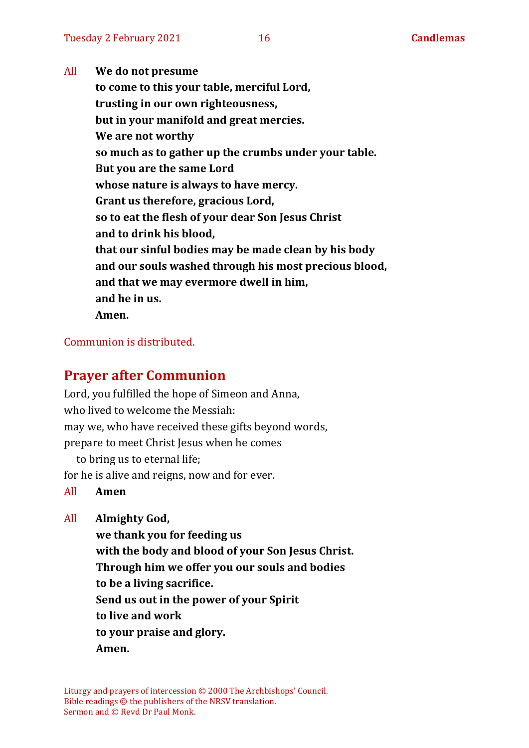All **We do not presume**
**to come to this your table, merciful Lord,**
**trusting in our own righteousness,**
**but in your manifold and great mercies.**
**We are not worthy**
**so much as to gather up the crumbs under your table.**
**But you are the same Lord**
**whose nature is always to have mercy.**
**Grant us therefore, gracious Lord,**
**so to eat the flesh of your dear Son Jesus Christ**
**and to drink his blood,**
**that our sinful bodies may be made clean by his body**
**and our souls washed through his most precious blood,**
**and that we may evermore dwell in him,**
**and he in us.**
**Amen.**

Communion is distributed.

## Prayer after Communion

Lord, you fulfilled the hope of Simeon and Anna,
who lived to welcome the Messiah:
may we, who have received these gifts beyond words,
prepare to meet Christ Jesus when he comes
to bring us to eternal life;
for he is alive and reigns, now and for ever.

All **Amen**

All **Almighty God,**
**we thank you for feeding us**
**with the body and blood of your Son Jesus Christ.**
**Through him we offer you our souls and bodies**
**to be a living sacrifice.**
**Send us out in the power of your Spirit**
**to live and work**
**to your praise and glory.**
**Amen.**

Liturgy and prayers of intercession © 2000 The Archbishops' Council.
Bible readings © the publishers of the NRSV translation.
Sermon and © Revd Dr Paul Monk.